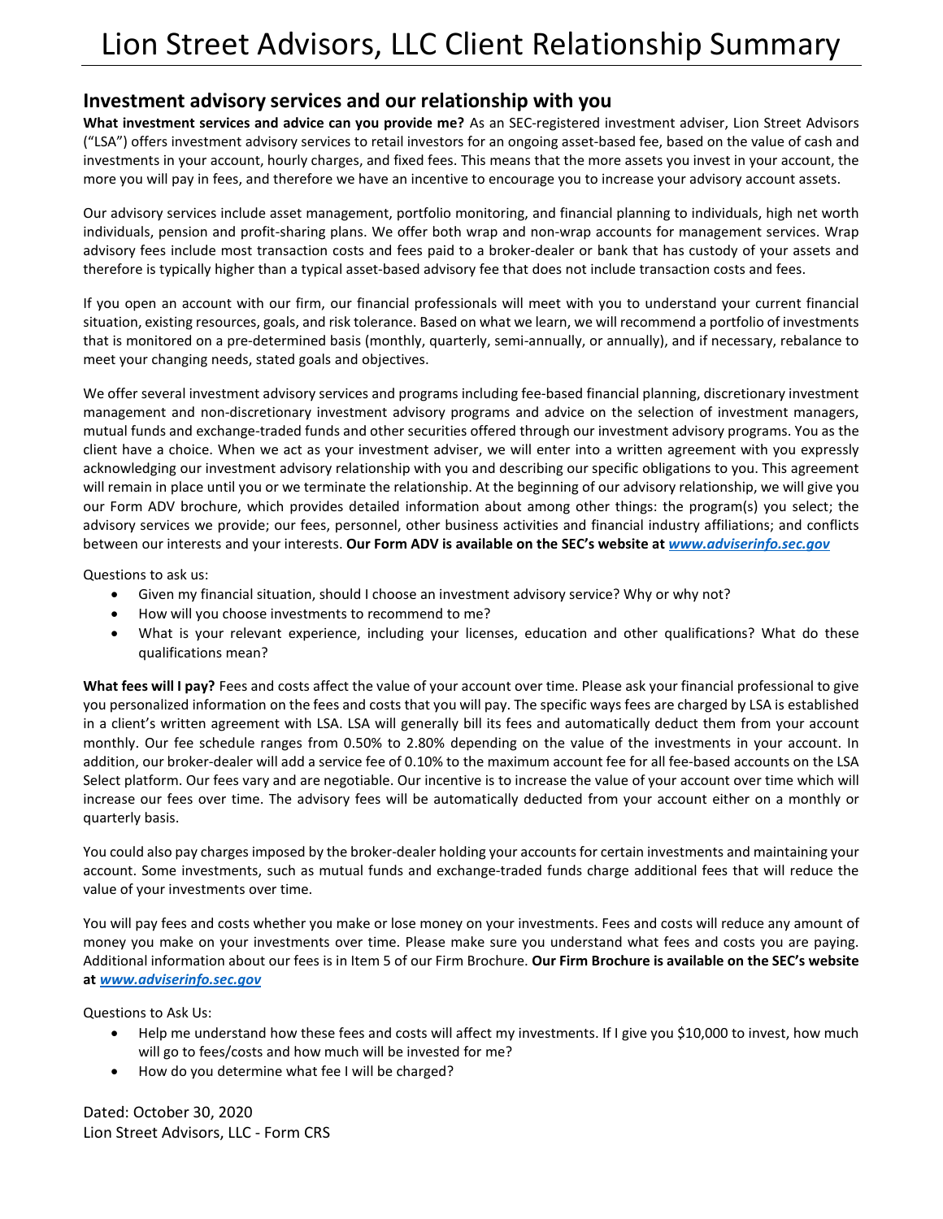# Lion Street Advisors, LLC Client Relationship Summary

## Investment advisory services and our relationship with you

**What investment services and advice can you provide me?** As an SEC-registered investment adviser, Lion Street Advisors ("LSA") offers investment advisory services to retail investors for an ongoing asset-based fee, based on the value of cash and investments in your account, hourly charges, and fixed fees. This means that the more assets you invest in your account, the more you will pay in fees, and therefore we have an incentive to encourage you to increase your advisory account assets.

Our advisory services include asset management, portfolio monitoring, and financial planning to individuals, high net worth individuals, pension and profit-sharing plans. We offer both wrap and non-wrap accounts for management services. Wrap advisory fees include most transaction costs and fees paid to a broker-dealer or bank that has custody of your assets and therefore is typically higher than a typical asset-based advisory fee that does not include transaction costs and fees.

If you open an account with our firm, our financial professionals will meet with you to understand your current financial situation, existing resources, goals, and risk tolerance. Based on what we learn, we will recommend a portfolio of investments that is monitored on a pre-determined basis (monthly, quarterly, semi-annually, or annually), and if necessary, rebalance to meet your changing needs, stated goals and objectives.

We offer several investment advisory services and programs including fee-based financial planning, discretionary investment management and non-discretionary investment advisory programs and advice on the selection of investment managers, mutual funds and exchange-traded funds and other securities offered through our investment advisory programs. You as the client have a choice. When we act as your investment adviser, we will enter into a written agreement with you expressly acknowledging our investment advisory relationship with you and describing our specific obligations to you. This agreement will remain in place until you or we terminate the relationship. At the beginning of our advisory relationship, we will give you our Form ADV brochure, which provides detailed information about among other things: the program(s) you select; the advisory services we provide; our fees, personnel, other business activities and financial industry affiliations; and conflicts between our interests and your interests. **Our Form ADV is available on the SEC's website at *www.adviserinfo.sec.gov***

Questions to ask us:

- Given my financial situation, should I choose an investment advisory service? Why or why not?
- How will you choose investments to recommend to me?
- What is your relevant experience, including your licenses, education and other qualifications? What do these qualifications mean?

**What fees will I pay?** Fees and costs affect the value of your account over time. Please ask your financial professional to give you personalized information on the fees and costs that you will pay. The specific ways fees are charged by LSA is established in a client's written agreement with LSA. LSA will generally bill its fees and automatically deduct them from your account monthly. Our fee schedule ranges from 0.50% to 2.80% depending on the value of the investments in your account. In addition, our broker-dealer will add a service fee of 0.10% to the maximum account fee for all fee-based accounts on the LSA Select platform. Our fees vary and are negotiable. Our incentive is to increase the value of your account over time which will increase our fees over time. The advisory fees will be automatically deducted from your account either on a monthly or quarterly basis.

You could also pay charges imposed by the broker-dealer holding your accounts for certain investments and maintaining your account. Some investments, such as mutual funds and exchange-traded funds charge additional fees that will reduce the value of your investments over time.

You will pay fees and costs whether you make or lose money on your investments. Fees and costs will reduce any amount of money you make on your investments over time. Please make sure you understand what fees and costs you are paying. Additional information about our fees is in Item 5 of our Firm Brochure. **Our Firm Brochure is available on the SEC's website at *www.adviserinfo.sec.gov***

Questions to Ask Us:

- Help me understand how these fees and costs will affect my investments. If I give you $10,000 to invest, how much will go to fees/costs and how much will be invested for me?
- How do you determine what fee I will be charged?

Dated: October 30, 2020
Lion Street Advisors, LLC - Form CRS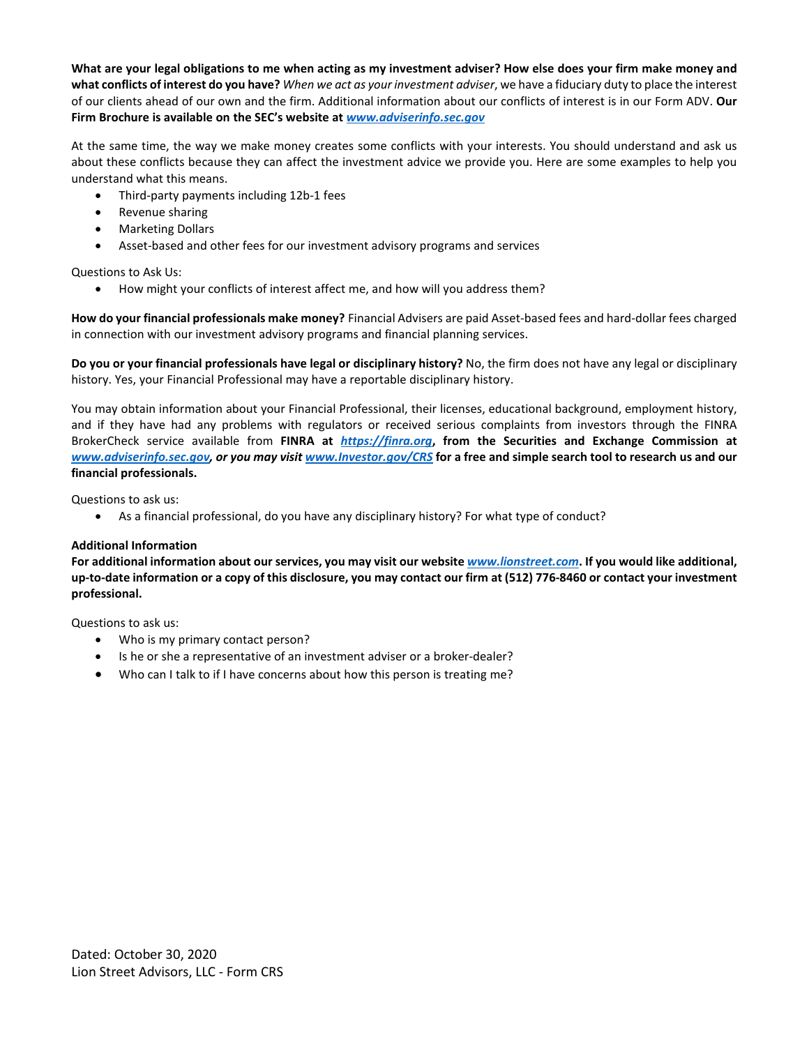**What are your legal obligations to me when acting as my investment adviser? How else does your firm make money and what conflicts of interest do you have?** *When we act as your investment adviser*, we have a fiduciary duty to place the interest of our clients ahead of our own and the firm. Additional information about our conflicts of interest is in our Form ADV. **Our Firm Brochure is available on the SEC's website at *www.adviserinfo.sec.gov***

At the same time, the way we make money creates some conflicts with your interests. You should understand and ask us about these conflicts because they can affect the investment advice we provide you. Here are some examples to help you understand what this means.

- Third-party payments including 12b-1 fees
- Revenue sharing
- Marketing Dollars
- Asset-based and other fees for our investment advisory programs and services

Questions to Ask Us:

- How might your conflicts of interest affect me, and how will you address them?

**How do your financial professionals make money?** Financial Advisers are paid Asset-based fees and hard-dollar fees charged in connection with our investment advisory programs and financial planning services.

**Do you or your financial professionals have legal or disciplinary history?** No, the firm does not have any legal or disciplinary history. Yes, your Financial Professional may have a reportable disciplinary history.

You may obtain information about your Financial Professional, their licenses, educational background, employment history, and if they have had any problems with regulators or received serious complaints from investors through the FINRA BrokerCheck service available from **FINRA at *https://finra.org*, from the Securities and Exchange Commission at *www.adviserinfo.sec.gov, or you may visit* www.Investor.gov/CRS for a free and simple search tool to research us and our financial professionals.**

Questions to ask us:

- As a financial professional, do you have any disciplinary history? For what type of conduct?

**Additional Information**

**For additional information about our services, you may visit our website *www.lionstreet.com*. If you would like additional, up-to-date information or a copy of this disclosure, you may contact our firm at (512) 776-8460 or contact your investment professional.**

Questions to ask us:

- Who is my primary contact person?
- Is he or she a representative of an investment adviser or a broker-dealer?
- Who can I talk to if I have concerns about how this person is treating me?

Dated: October 30, 2020
Lion Street Advisors, LLC - Form CRS